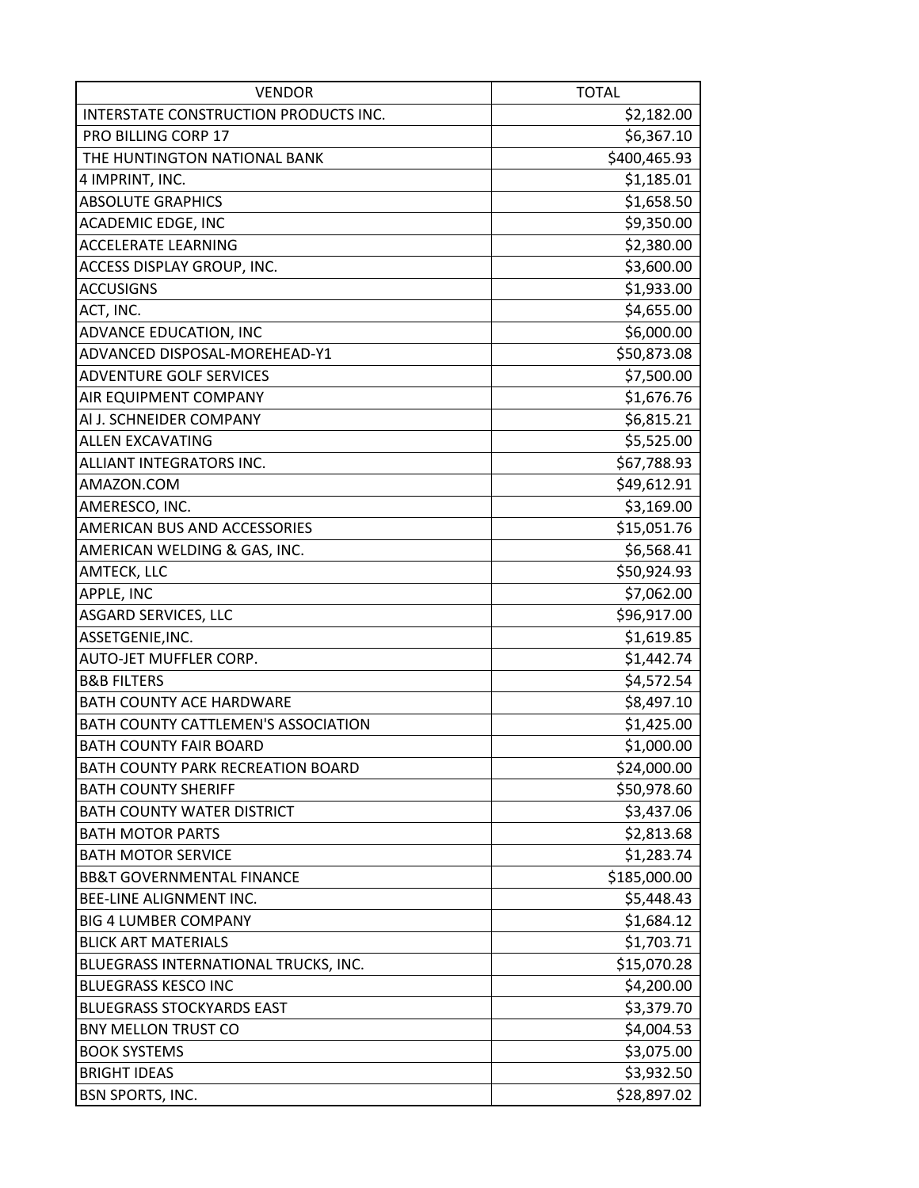| VENDOR | TOTAL |
|---|---|
| INTERSTATE CONSTRUCTION PRODUCTS INC. | $2,182.00 |
| PRO BILLING CORP 17 | $6,367.10 |
| THE HUNTINGTON NATIONAL BANK | $400,465.93 |
| 4 IMPRINT, INC. | $1,185.01 |
| ABSOLUTE GRAPHICS | $1,658.50 |
| ACADEMIC EDGE, INC | $9,350.00 |
| ACCELERATE LEARNING | $2,380.00 |
| ACCESS DISPLAY GROUP, INC. | $3,600.00 |
| ACCUSIGNS | $1,933.00 |
| ACT, INC. | $4,655.00 |
| ADVANCE EDUCATION, INC | $6,000.00 |
| ADVANCED DISPOSAL-MOREHEAD-Y1 | $50,873.08 |
| ADVENTURE GOLF SERVICES | $7,500.00 |
| AIR EQUIPMENT COMPANY | $1,676.76 |
| Al J. SCHNEIDER COMPANY | $6,815.21 |
| ALLEN EXCAVATING | $5,525.00 |
| ALLIANT INTEGRATORS INC. | $67,788.93 |
| AMAZON.COM | $49,612.91 |
| AMERESCO, INC. | $3,169.00 |
| AMERICAN BUS AND ACCESSORIES | $15,051.76 |
| AMERICAN WELDING & GAS, INC. | $6,568.41 |
| AMTECK, LLC | $50,924.93 |
| APPLE, INC | $7,062.00 |
| ASGARD SERVICES, LLC | $96,917.00 |
| ASSETGENIE,INC. | $1,619.85 |
| AUTO-JET MUFFLER CORP. | $1,442.74 |
| B&B FILTERS | $4,572.54 |
| BATH COUNTY ACE HARDWARE | $8,497.10 |
| BATH COUNTY CATTLEMEN'S ASSOCIATION | $1,425.00 |
| BATH COUNTY FAIR BOARD | $1,000.00 |
| BATH COUNTY PARK RECREATION BOARD | $24,000.00 |
| BATH COUNTY SHERIFF | $50,978.60 |
| BATH COUNTY WATER DISTRICT | $3,437.06 |
| BATH MOTOR PARTS | $2,813.68 |
| BATH MOTOR SERVICE | $1,283.74 |
| BB&T GOVERNMENTAL FINANCE | $185,000.00 |
| BEE-LINE ALIGNMENT INC. | $5,448.43 |
| BIG 4 LUMBER COMPANY | $1,684.12 |
| BLICK ART MATERIALS | $1,703.71 |
| BLUEGRASS INTERNATIONAL TRUCKS, INC. | $15,070.28 |
| BLUEGRASS KESCO INC | $4,200.00 |
| BLUEGRASS STOCKYARDS EAST | $3,379.70 |
| BNY MELLON TRUST CO | $4,004.53 |
| BOOK SYSTEMS | $3,075.00 |
| BRIGHT IDEAS | $3,932.50 |
| BSN SPORTS, INC. | $28,897.02 |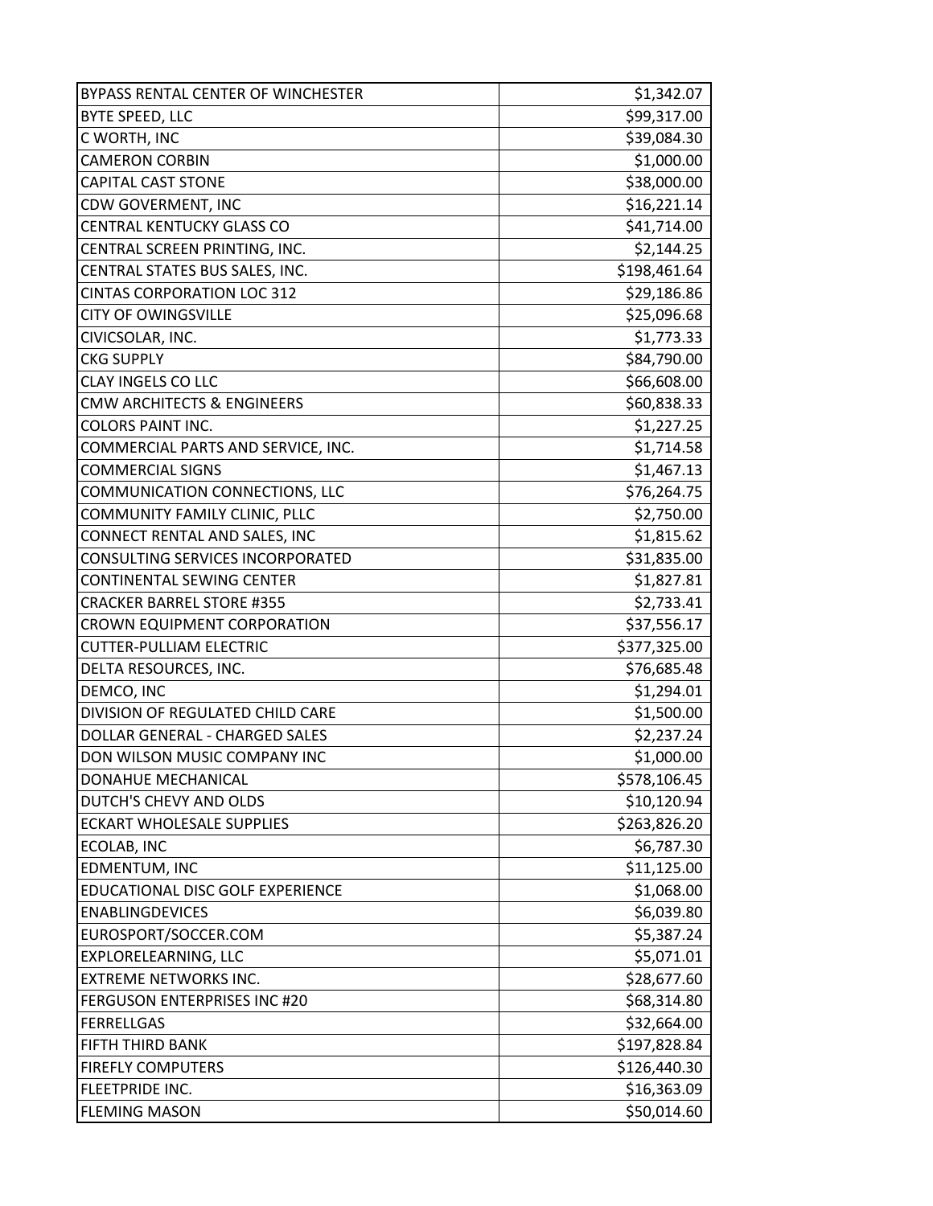| | |
|---|---|
| BYPASS RENTAL CENTER OF WINCHESTER | $1,342.07 |
| BYTE SPEED, LLC | $99,317.00 |
| C WORTH, INC | $39,084.30 |
| CAMERON CORBIN | $1,000.00 |
| CAPITAL CAST STONE | $38,000.00 |
| CDW GOVERMENT, INC | $16,221.14 |
| CENTRAL KENTUCKY GLASS CO | $41,714.00 |
| CENTRAL SCREEN PRINTING, INC. | $2,144.25 |
| CENTRAL STATES BUS SALES, INC. | $198,461.64 |
| CINTAS CORPORATION LOC 312 | $29,186.86 |
| CITY OF OWINGSVILLE | $25,096.68 |
| CIVICSOLAR, INC. | $1,773.33 |
| CKG SUPPLY | $84,790.00 |
| CLAY INGELS CO LLC | $66,608.00 |
| CMW ARCHITECTS & ENGINEERS | $60,838.33 |
| COLORS PAINT INC. | $1,227.25 |
| COMMERCIAL PARTS AND SERVICE, INC. | $1,714.58 |
| COMMERCIAL SIGNS | $1,467.13 |
| COMMUNICATION CONNECTIONS, LLC | $76,264.75 |
| COMMUNITY FAMILY CLINIC, PLLC | $2,750.00 |
| CONNECT RENTAL AND SALES, INC | $1,815.62 |
| CONSULTING SERVICES INCORPORATED | $31,835.00 |
| CONTINENTAL SEWING CENTER | $1,827.81 |
| CRACKER BARREL STORE #355 | $2,733.41 |
| CROWN EQUIPMENT CORPORATION | $37,556.17 |
| CUTTER-PULLIAM ELECTRIC | $377,325.00 |
| DELTA RESOURCES, INC. | $76,685.48 |
| DEMCO, INC | $1,294.01 |
| DIVISION OF REGULATED CHILD CARE | $1,500.00 |
| DOLLAR GENERAL - CHARGED SALES | $2,237.24 |
| DON WILSON MUSIC COMPANY INC | $1,000.00 |
| DONAHUE MECHANICAL | $578,106.45 |
| DUTCH'S CHEVY AND OLDS | $10,120.94 |
| ECKART WHOLESALE SUPPLIES | $263,826.20 |
| ECOLAB, INC | $6,787.30 |
| EDMENTUM, INC | $11,125.00 |
| EDUCATIONAL DISC GOLF EXPERIENCE | $1,068.00 |
| ENABLINGDEVICES | $6,039.80 |
| EUROSPORT/SOCCER.COM | $5,387.24 |
| EXPLORELEARNING, LLC | $5,071.01 |
| EXTREME NETWORKS INC. | $28,677.60 |
| FERGUSON ENTERPRISES INC #20 | $68,314.80 |
| FERRELLGAS | $32,664.00 |
| FIFTH THIRD BANK | $197,828.84 |
| FIREFLY COMPUTERS | $126,440.30 |
| FLEETPRIDE INC. | $16,363.09 |
| FLEMING MASON | $50,014.60 |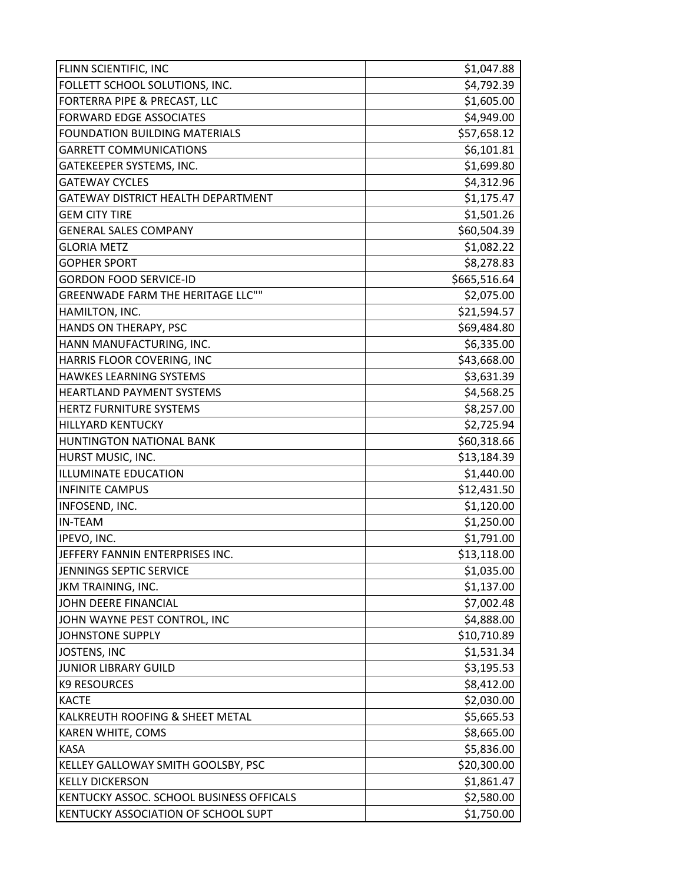| | |
|---|---|
| FLINN SCIENTIFIC, INC | $1,047.88 |
| FOLLETT SCHOOL SOLUTIONS, INC. | $4,792.39 |
| FORTERRA PIPE & PRECAST, LLC | $1,605.00 |
| FORWARD EDGE ASSOCIATES | $4,949.00 |
| FOUNDATION BUILDING MATERIALS | $57,658.12 |
| GARRETT COMMUNICATIONS | $6,101.81 |
| GATEKEEPER SYSTEMS, INC. | $1,699.80 |
| GATEWAY CYCLES | $4,312.96 |
| GATEWAY DISTRICT HEALTH DEPARTMENT | $1,175.47 |
| GEM CITY TIRE | $1,501.26 |
| GENERAL SALES COMPANY | $60,504.39 |
| GLORIA METZ | $1,082.22 |
| GOPHER SPORT | $8,278.83 |
| GORDON FOOD SERVICE-ID | $665,516.64 |
| GREENWADE FARM THE HERITAGE LLC"" | $2,075.00 |
| HAMILTON, INC. | $21,594.57 |
| HANDS ON THERAPY, PSC | $69,484.80 |
| HANN MANUFACTURING, INC. | $6,335.00 |
| HARRIS FLOOR COVERING, INC | $43,668.00 |
| HAWKES LEARNING SYSTEMS | $3,631.39 |
| HEARTLAND PAYMENT SYSTEMS | $4,568.25 |
| HERTZ FURNITURE SYSTEMS | $8,257.00 |
| HILLYARD KENTUCKY | $2,725.94 |
| HUNTINGTON NATIONAL BANK | $60,318.66 |
| HURST MUSIC, INC. | $13,184.39 |
| ILLUMINATE EDUCATION | $1,440.00 |
| INFINITE CAMPUS | $12,431.50 |
| INFOSEND, INC. | $1,120.00 |
| IN-TEAM | $1,250.00 |
| IPEVO, INC. | $1,791.00 |
| JEFFERY FANNIN ENTERPRISES INC. | $13,118.00 |
| JENNINGS SEPTIC SERVICE | $1,035.00 |
| JKM TRAINING, INC. | $1,137.00 |
| JOHN DEERE FINANCIAL | $7,002.48 |
| JOHN WAYNE PEST CONTROL, INC | $4,888.00 |
| JOHNSTONE SUPPLY | $10,710.89 |
| JOSTENS, INC | $1,531.34 |
| JUNIOR LIBRARY GUILD | $3,195.53 |
| K9 RESOURCES | $8,412.00 |
| KACTE | $2,030.00 |
| KALKREUTH ROOFING & SHEET METAL | $5,665.53 |
| KAREN WHITE, COMS | $8,665.00 |
| KASA | $5,836.00 |
| KELLEY GALLOWAY SMITH GOOLSBY, PSC | $20,300.00 |
| KELLY DICKERSON | $1,861.47 |
| KENTUCKY ASSOC. SCHOOL BUSINESS OFFICALS | $2,580.00 |
| KENTUCKY ASSOCIATION OF SCHOOL SUPT | $1,750.00 |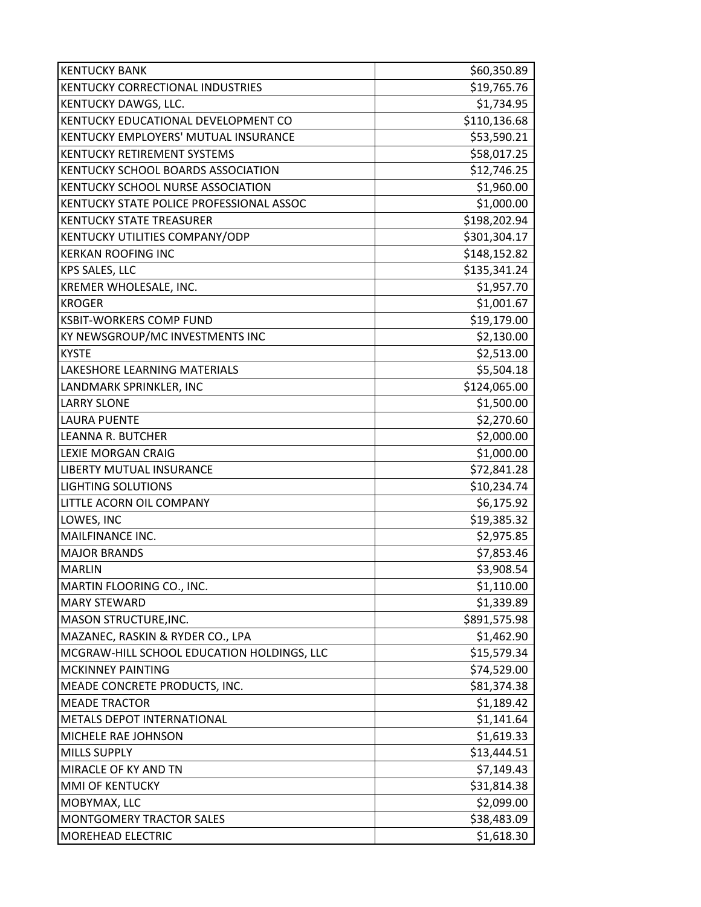| | |
|---|---|
| KENTUCKY BANK | $60,350.89 |
| KENTUCKY CORRECTIONAL INDUSTRIES | $19,765.76 |
| KENTUCKY DAWGS, LLC. | $1,734.95 |
| KENTUCKY EDUCATIONAL DEVELOPMENT CO | $110,136.68 |
| KENTUCKY EMPLOYERS' MUTUAL INSURANCE | $53,590.21 |
| KENTUCKY RETIREMENT SYSTEMS | $58,017.25 |
| KENTUCKY SCHOOL BOARDS ASSOCIATION | $12,746.25 |
| KENTUCKY SCHOOL NURSE ASSOCIATION | $1,960.00 |
| KENTUCKY STATE POLICE PROFESSIONAL ASSOC | $1,000.00 |
| KENTUCKY STATE TREASURER | $198,202.94 |
| KENTUCKY UTILITIES COMPANY/ODP | $301,304.17 |
| KERKAN ROOFING INC | $148,152.82 |
| KPS SALES, LLC | $135,341.24 |
| KREMER WHOLESALE, INC. | $1,957.70 |
| KROGER | $1,001.67 |
| KSBIT-WORKERS COMP FUND | $19,179.00 |
| KY NEWSGROUP/MC INVESTMENTS INC | $2,130.00 |
| KYSTE | $2,513.00 |
| LAKESHORE LEARNING MATERIALS | $5,504.18 |
| LANDMARK SPRINKLER, INC | $124,065.00 |
| LARRY SLONE | $1,500.00 |
| LAURA PUENTE | $2,270.60 |
| LEANNA R. BUTCHER | $2,000.00 |
| LEXIE MORGAN CRAIG | $1,000.00 |
| LIBERTY MUTUAL INSURANCE | $72,841.28 |
| LIGHTING SOLUTIONS | $10,234.74 |
| LITTLE ACORN OIL COMPANY | $6,175.92 |
| LOWES, INC | $19,385.32 |
| MAILFINANCE INC. | $2,975.85 |
| MAJOR BRANDS | $7,853.46 |
| MARLIN | $3,908.54 |
| MARTIN FLOORING CO., INC. | $1,110.00 |
| MARY STEWARD | $1,339.89 |
| MASON STRUCTURE,INC. | $891,575.98 |
| MAZANEC, RASKIN & RYDER CO., LPA | $1,462.90 |
| MCGRAW-HILL SCHOOL EDUCATION HOLDINGS, LLC | $15,579.34 |
| MCKINNEY PAINTING | $74,529.00 |
| MEADE CONCRETE PRODUCTS, INC. | $81,374.38 |
| MEADE TRACTOR | $1,189.42 |
| METALS DEPOT INTERNATIONAL | $1,141.64 |
| MICHELE RAE JOHNSON | $1,619.33 |
| MILLS SUPPLY | $13,444.51 |
| MIRACLE OF KY AND TN | $7,149.43 |
| MMI OF KENTUCKY | $31,814.38 |
| MOBYMAX, LLC | $2,099.00 |
| MONTGOMERY TRACTOR SALES | $38,483.09 |
| MOREHEAD ELECTRIC | $1,618.30 |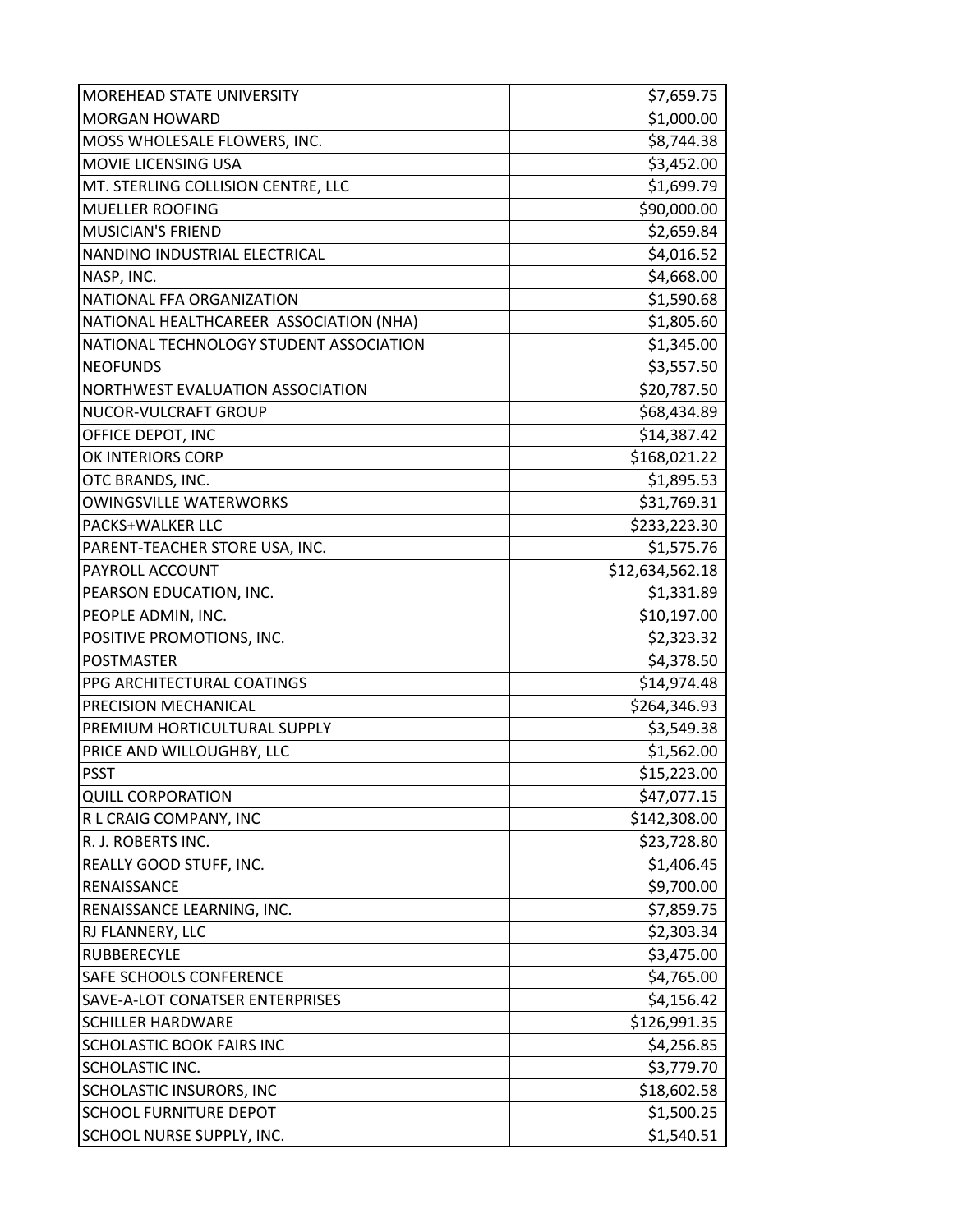| | |
|---|---|
| MOREHEAD STATE UNIVERSITY | $7,659.75 |
| MORGAN HOWARD | $1,000.00 |
| MOSS WHOLESALE FLOWERS, INC. | $8,744.38 |
| MOVIE LICENSING USA | $3,452.00 |
| MT. STERLING COLLISION CENTRE, LLC | $1,699.79 |
| MUELLER ROOFING | $90,000.00 |
| MUSICIAN'S FRIEND | $2,659.84 |
| NANDINO INDUSTRIAL ELECTRICAL | $4,016.52 |
| NASP, INC. | $4,668.00 |
| NATIONAL FFA ORGANIZATION | $1,590.68 |
| NATIONAL HEALTHCAREER ASSOCIATION (NHA) | $1,805.60 |
| NATIONAL TECHNOLOGY STUDENT ASSOCIATION | $1,345.00 |
| NEOFUNDS | $3,557.50 |
| NORTHWEST EVALUATION ASSOCIATION | $20,787.50 |
| NUCOR-VULCRAFT GROUP | $68,434.89 |
| OFFICE DEPOT, INC | $14,387.42 |
| OK INTERIORS CORP | $168,021.22 |
| OTC BRANDS, INC. | $1,895.53 |
| OWINGSVILLE WATERWORKS | $31,769.31 |
| PACKS+WALKER LLC | $233,223.30 |
| PARENT-TEACHER STORE USA, INC. | $1,575.76 |
| PAYROLL ACCOUNT | $12,634,562.18 |
| PEARSON EDUCATION, INC. | $1,331.89 |
| PEOPLE ADMIN, INC. | $10,197.00 |
| POSITIVE PROMOTIONS, INC. | $2,323.32 |
| POSTMASTER | $4,378.50 |
| PPG ARCHITECTURAL COATINGS | $14,974.48 |
| PRECISION MECHANICAL | $264,346.93 |
| PREMIUM HORTICULTURAL SUPPLY | $3,549.38 |
| PRICE AND WILLOUGHBY, LLC | $1,562.00 |
| PSST | $15,223.00 |
| QUILL CORPORATION | $47,077.15 |
| R L CRAIG COMPANY, INC | $142,308.00 |
| R. J. ROBERTS INC. | $23,728.80 |
| REALLY GOOD STUFF, INC. | $1,406.45 |
| RENAISSANCE | $9,700.00 |
| RENAISSANCE LEARNING, INC. | $7,859.75 |
| RJ FLANNERY, LLC | $2,303.34 |
| RUBBERECYLE | $3,475.00 |
| SAFE SCHOOLS CONFERENCE | $4,765.00 |
| SAVE-A-LOT CONATSER ENTERPRISES | $4,156.42 |
| SCHILLER HARDWARE | $126,991.35 |
| SCHOLASTIC BOOK FAIRS INC | $4,256.85 |
| SCHOLASTIC INC. | $3,779.70 |
| SCHOLASTIC INSURORS, INC | $18,602.58 |
| SCHOOL FURNITURE DEPOT | $1,500.25 |
| SCHOOL NURSE SUPPLY, INC. | $1,540.51 |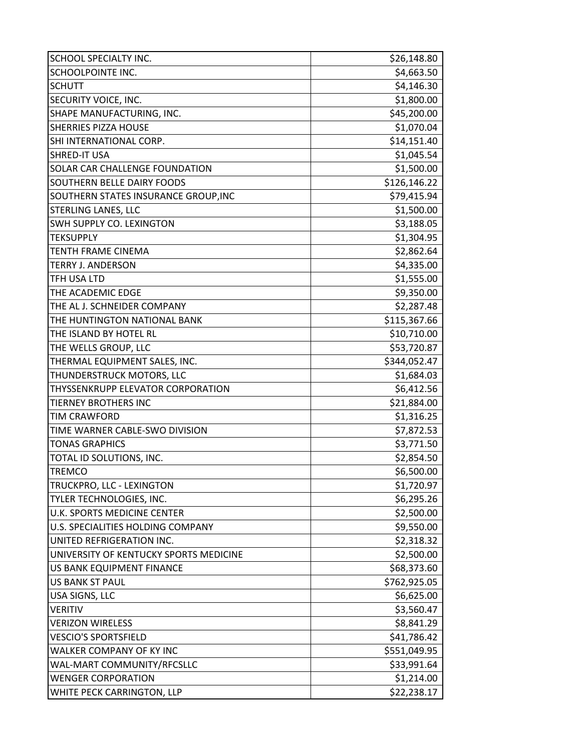| | |
|---|---|
| SCHOOL SPECIALTY INC. | $26,148.80 |
| SCHOOLPOINTE INC. | $4,663.50 |
| SCHUTT | $4,146.30 |
| SECURITY VOICE, INC. | $1,800.00 |
| SHAPE MANUFACTURING, INC. | $45,200.00 |
| SHERRIES PIZZA HOUSE | $1,070.04 |
| SHI INTERNATIONAL CORP. | $14,151.40 |
| SHRED-IT USA | $1,045.54 |
| SOLAR CAR CHALLENGE FOUNDATION | $1,500.00 |
| SOUTHERN BELLE DAIRY FOODS | $126,146.22 |
| SOUTHERN STATES INSURANCE GROUP,INC | $79,415.94 |
| STERLING LANES, LLC | $1,500.00 |
| SWH SUPPLY CO. LEXINGTON | $3,188.05 |
| TEKSUPPLY | $1,304.95 |
| TENTH FRAME CINEMA | $2,862.64 |
| TERRY J. ANDERSON | $4,335.00 |
| TFH USA LTD | $1,555.00 |
| THE ACADEMIC EDGE | $9,350.00 |
| THE AL J. SCHNEIDER COMPANY | $2,287.48 |
| THE HUNTINGTON NATIONAL BANK | $115,367.66 |
| THE ISLAND BY HOTEL RL | $10,710.00 |
| THE WELLS GROUP, LLC | $53,720.87 |
| THERMAL EQUIPMENT SALES, INC. | $344,052.47 |
| THUNDERSTRUCK MOTORS, LLC | $1,684.03 |
| THYSSENKRUPP ELEVATOR CORPORATION | $6,412.56 |
| TIERNEY BROTHERS INC | $21,884.00 |
| TIM CRAWFORD | $1,316.25 |
| TIME WARNER CABLE-SWO DIVISION | $7,872.53 |
| TONAS GRAPHICS | $3,771.50 |
| TOTAL ID SOLUTIONS, INC. | $2,854.50 |
| TREMCO | $6,500.00 |
| TRUCKPRO, LLC - LEXINGTON | $1,720.97 |
| TYLER TECHNOLOGIES, INC. | $6,295.26 |
| U.K. SPORTS MEDICINE CENTER | $2,500.00 |
| U.S. SPECIALITIES HOLDING COMPANY | $9,550.00 |
| UNITED REFRIGERATION INC. | $2,318.32 |
| UNIVERSITY OF KENTUCKY SPORTS MEDICINE | $2,500.00 |
| US BANK EQUIPMENT FINANCE | $68,373.60 |
| US BANK ST PAUL | $762,925.05 |
| USA SIGNS, LLC | $6,625.00 |
| VERITIV | $3,560.47 |
| VERIZON WIRELESS | $8,841.29 |
| VESCIO'S SPORTSFIELD | $41,786.42 |
| WALKER COMPANY OF KY INC | $551,049.95 |
| WAL-MART COMMUNITY/RFCSLLC | $33,991.64 |
| WENGER CORPORATION | $1,214.00 |
| WHITE PECK CARRINGTON, LLP | $22,238.17 |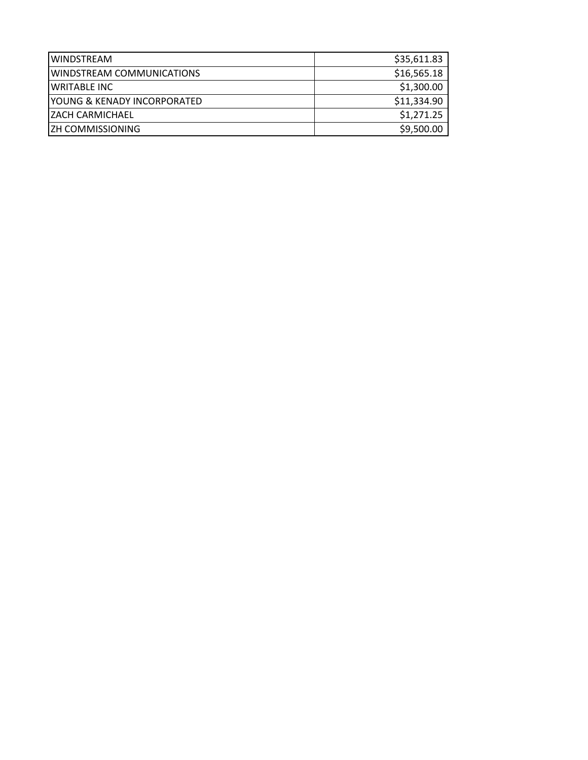| | |
|---|---|
| WINDSTREAM | $35,611.83 |
| WINDSTREAM COMMUNICATIONS | $16,565.18 |
| WRITABLE INC | $1,300.00 |
| YOUNG & KENADY INCORPORATED | $11,334.90 |
| ZACH CARMICHAEL | $1,271.25 |
| ZH COMMISSIONING | $9,500.00 |